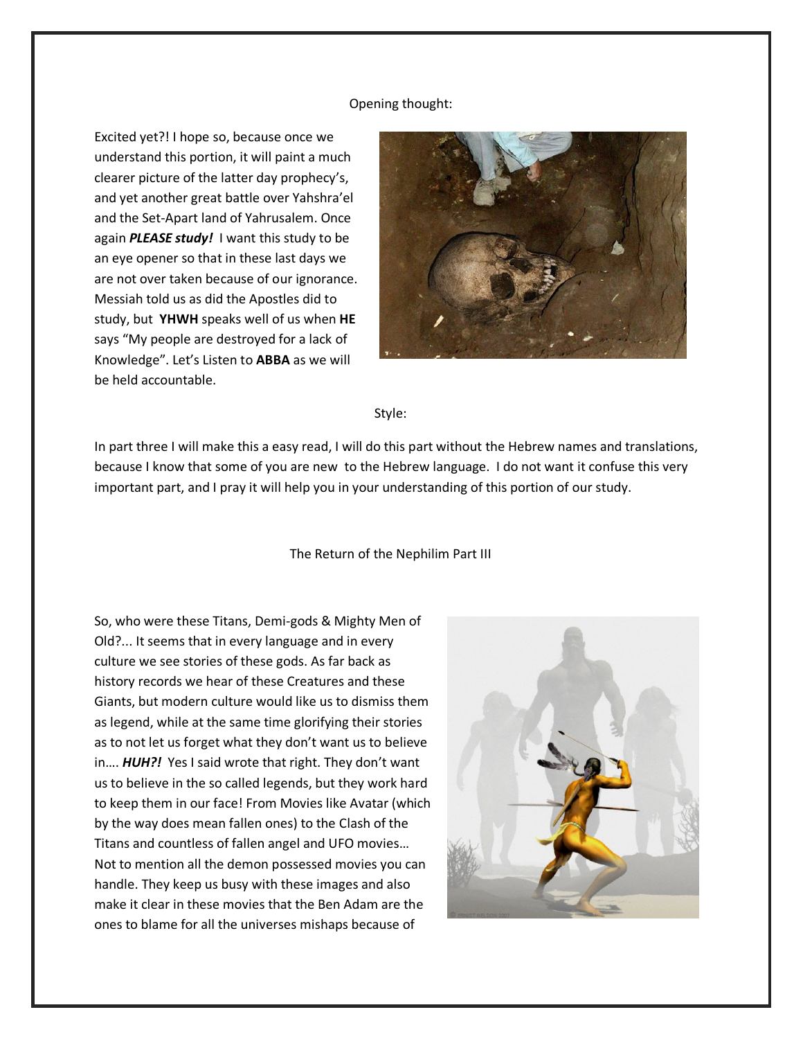Opening thought:

Excited yet?! I hope so, because once we understand this portion, it will paint a much clearer picture of the latter day prophecy's, and yet another great battle over Yahshra'el and the Set-Apart land of Yahrusalem. Once again ***PLEASE study!*** I want this study to be an eye opener so that in these last days we are not over taken because of our ignorance. Messiah told us as did the Apostles did to study, but **YHWH** speaks well of us when **HE** says "My people are destroyed for a lack of Knowledge". Let's Listen to **ABBA** as we will be held accountable.

Style:

In part three I will make this a easy read, I will do this part without the Hebrew names and translations, because I know that some of you are new to the Hebrew language. I do not want it confuse this very important part, and I pray it will help you in your understanding of this portion of our study.

The Return of the Nephilim Part III

So, who were these Titans, Demi-gods & Mighty Men of Old?... It seems that in every language and in every culture we see stories of these gods. As far back as history records we hear of these Creatures and these Giants, but modern culture would like us to dismiss them as legend, while at the same time glorifying their stories as to not let us forget what they don't want us to believe in…. ***HUH?!*** Yes I said wrote that right. They don't want us to believe in the so called legends, but they work hard to keep them in our face! From Movies like Avatar (which by the way does mean fallen ones) to the Clash of the Titans and countless of fallen angel and UFO movies… Not to mention all the demon possessed movies you can handle. They keep us busy with these images and also make it clear in these movies that the Ben Adam are the ones to blame for all the universes mishaps because of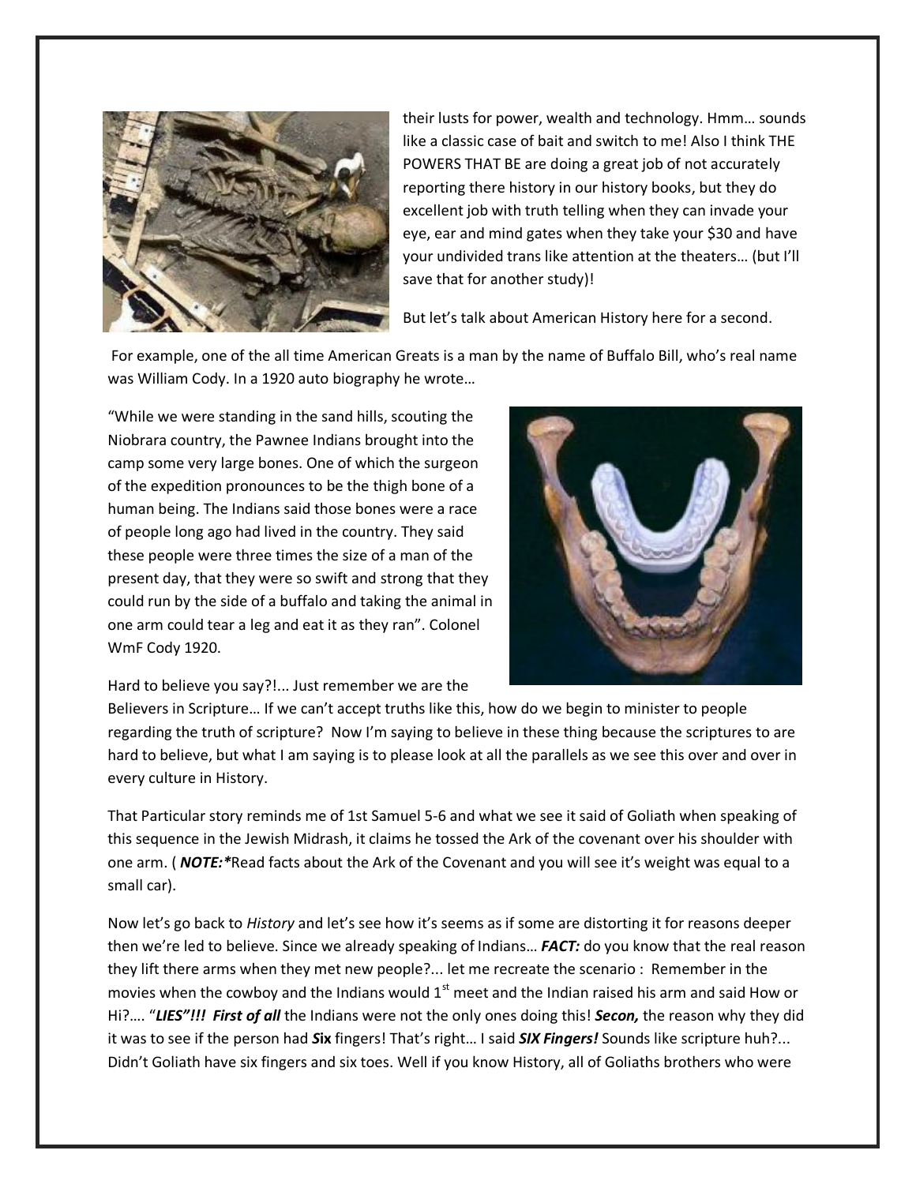their lusts for power, wealth and technology. Hmm… sounds like a classic case of bait and switch to me! Also I think THE POWERS THAT BE are doing a great job of not accurately reporting there history in our history books, but they do excellent job with truth telling when they can invade your eye, ear and mind gates when they take your $30 and have your undivided trans like attention at the theaters… (but I'll save that for another study)!

But let's talk about American History here for a second.

For example, one of the all time American Greats is a man by the name of Buffalo Bill, who's real name was William Cody. In a 1920 auto biography he wrote…

"While we were standing in the sand hills, scouting the Niobrara country, the Pawnee Indians brought into the camp some very large bones. One of which the surgeon of the expedition pronounces to be the thigh bone of a human being. The Indians said those bones were a race of people long ago had lived in the country. They said these people were three times the size of a man of the present day, that they were so swift and strong that they could run by the side of a buffalo and taking the animal in one arm could tear a leg and eat it as they ran". Colonel WmF Cody 1920.

Hard to believe you say?!... Just remember we are the Believers in Scripture… If we can't accept truths like this, how do we begin to minister to people regarding the truth of scripture? Now I'm saying to believe in these thing because the scriptures to are hard to believe, but what I am saying is to please look at all the parallels as we see this over and over in every culture in History.

That Particular story reminds me of 1st Samuel 5-6 and what we see it said of Goliath when speaking of this sequence in the Jewish Midrash, it claims he tossed the Ark of the covenant over his shoulder with one arm. ( ***NOTE:**** Read facts about the Ark of the Covenant and you will see it's weight was equal to a small car).

Now let's go back to *History* and let's see how it's seems as if some are distorting it for reasons deeper then we're led to believe. Since we already speaking of Indians… ***FACT:*** do you know that the real reason they lift there arms when they met new people?... let me recreate the scenario : Remember in the movies when the cowboy and the Indians would 1st meet and the Indian raised his arm and said How or Hi?…. "***LIES"!!! First of all*** the Indians were not the only ones doing this! ***Secon,*** the reason why they did it was to see if the person had ***Six*** fingers! That's right… I said ***SIX Fingers!*** Sounds like scripture huh?... Didn't Goliath have six fingers and six toes. Well if you know History, all of Goliaths brothers who were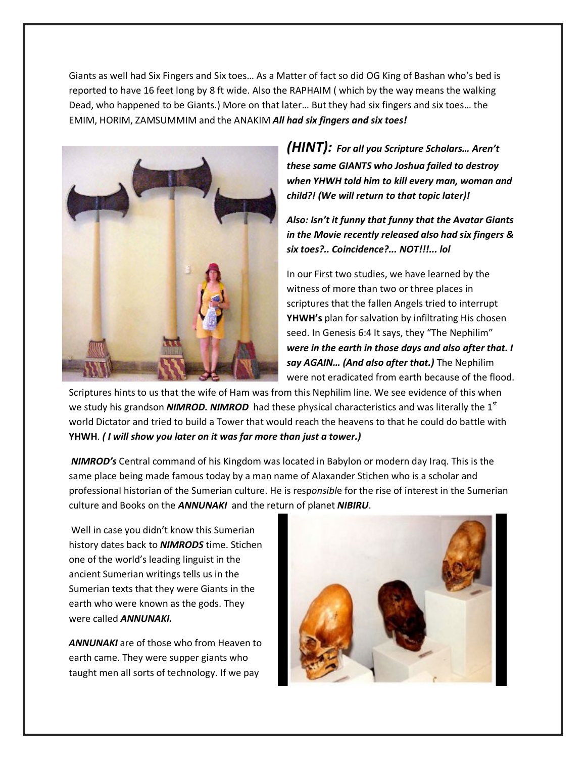Giants as well had Six Fingers and Six toes… As a Matter of fact so did OG King of Bashan who's bed is reported to have 16 feet long by 8 ft wide. Also the RAPHAIM ( which by the way means the walking Dead, who happened to be Giants.) More on that later… But they had six fingers and six toes… the EMIM, HORIM, ZAMSUMMIM and the ANAKIM ***All had six fingers and six toes!***

***(HINT): For all you Scripture Scholars… Aren't these same GIANTS who Joshua failed to destroy when YHWH told him to kill every man, woman and child?! (We will return to that topic later)!***

***Also: Isn't it funny that funny that the Avatar Giants in the Movie recently released also had six fingers & six toes?.. Coincidence?... NOT!!!... lol***

In our First two studies, we have learned by the witness of more than two or three places in scriptures that the fallen Angels tried to interrupt **YHWH's** plan for salvation by infiltrating His chosen seed. In Genesis 6:4 It says, they "The Nephilim" ***were in the earth in those days and also after that. I say AGAIN… (And also after that.)*** The Nephilim were not eradicated from earth because of the flood. Scriptures hints to us that the wife of Ham was from this Nephilim line. We see evidence of this when we study his grandson ***NIMROD. NIMROD*** had these physical characteristics and was literally the 1st world Dictator and tried to build a Tower that would reach the heavens to that he could do battle with **YHWH**. ***( I will show you later on it was far more than just a tower.)***

***NIMROD's*** Central command of his Kingdom was located in Babylon or modern day Iraq. This is the same place being made famous today by a man name of Alaxander Stichen who is a scholar and professional historian of the Sumerian culture. He is resp*onsibl*e for the rise of interest in the Sumerian culture and Books on the ***ANNUNAKI*** and the return of planet ***NIBIRU***.

Well in case you didn't know this Sumerian history dates back to ***NIMRODS*** time. Stichen one of the world's leading linguist in the ancient Sumerian writings tells us in the Sumerian texts that they were Giants in the earth who were known as the gods. They were called ***ANNUNAKI.***

***ANNUNAKI*** are of those who from Heaven to earth came. They were supper giants who taught men all sorts of technology. If we pay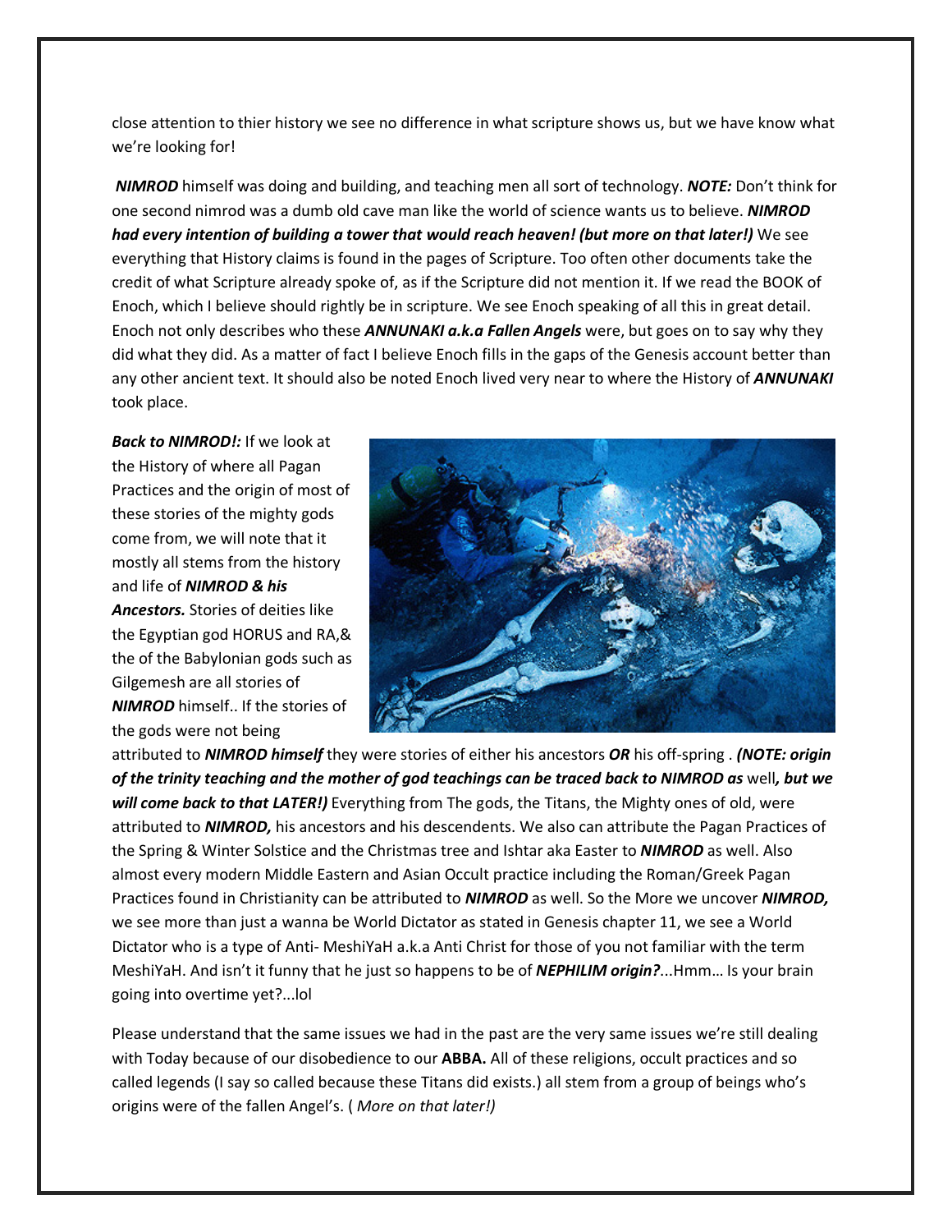close attention to thier history we see no difference in what scripture shows us, but we have know what we're looking for!

***NIMROD*** himself was doing and building, and teaching men all sort of technology. ***NOTE:*** Don't think for one second nimrod was a dumb old cave man like the world of science wants us to believe. ***NIMROD had every intention of building a tower that would reach heaven! (but more on that later!)*** We see everything that History claims is found in the pages of Scripture. Too often other documents take the credit of what Scripture already spoke of, as if the Scripture did not mention it. If we read the BOOK of Enoch, which I believe should rightly be in scripture. We see Enoch speaking of all this in great detail. Enoch not only describes who these ***ANNUNAKI a.k.a Fallen Angels*** were, but goes on to say why they did what they did. As a matter of fact I believe Enoch fills in the gaps of the Genesis account better than any other ancient text. It should also be noted Enoch lived very near to where the History of ***ANNUNAKI*** took place.

***Back to NIMROD!:*** If we look at the History of where all Pagan Practices and the origin of most of these stories of the mighty gods come from, we will note that it mostly all stems from the history and life of ***NIMROD & his Ancestors.*** Stories of deities like the Egyptian god HORUS and RA,& the of the Babylonian gods such as Gilgemesh are all stories of ***NIMROD*** himself.. If the stories of the gods were not being attributed to ***NIMROD himself*** they were stories of either his ancestors ***OR*** his off-spring . ***(NOTE: origin of the trinity teaching and the mother of god teachings can be traced back to NIMROD as*** well***, but we will come back to that LATER!)*** Everything from The gods, the Titans, the Mighty ones of old, were attributed to ***NIMROD,*** his ancestors and his descendents. We also can attribute the Pagan Practices of the Spring & Winter Solstice and the Christmas tree and Ishtar aka Easter to ***NIMROD*** as well. Also almost every modern Middle Eastern and Asian Occult practice including the Roman/Greek Pagan Practices found in Christianity can be attributed to ***NIMROD*** as well. So the More we uncover ***NIMROD,*** we see more than just a wanna be World Dictator as stated in Genesis chapter 11, we see a World Dictator who is a type of Anti- MeshiYaH a.k.a Anti Christ for those of you not familiar with the term MeshiYaH. And isn't it funny that he just so happens to be of ***NEPHILIM origin?***...Hmm… Is your brain going into overtime yet?...lol

Please understand that the same issues we had in the past are the very same issues we're still dealing with Today because of our disobedience to our **ABBA.** All of these religions, occult practices and so called legends (I say so called because these Titans did exists.) all stem from a group of beings who's origins were of the fallen Angel's. ( *More on that later!)*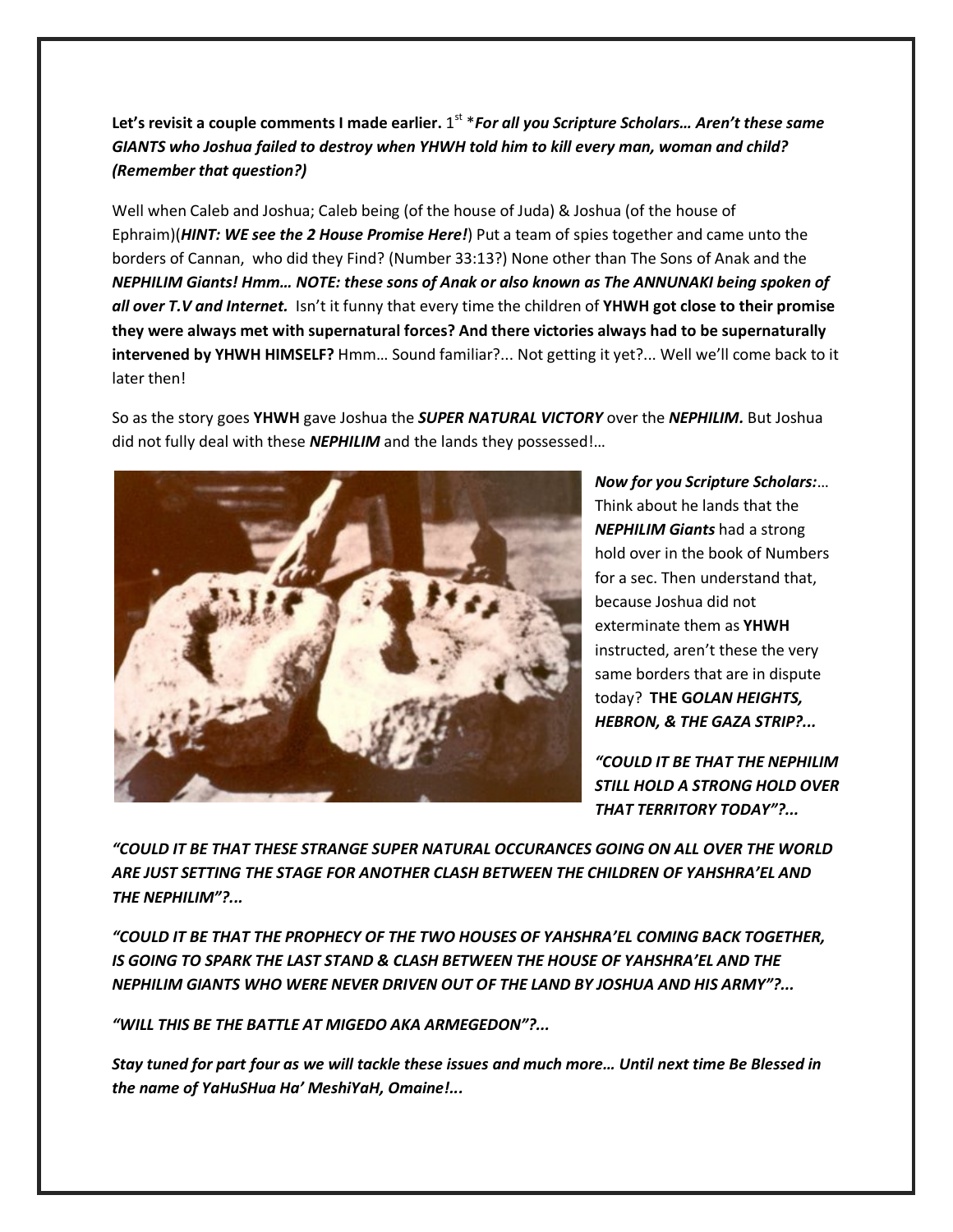**Let's revisit a couple comments I made earlier.** 1st ****For all you Scripture Scholars… Aren't these same GIANTS who Joshua failed to destroy when YHWH told him to kill every man, woman and child? (Remember that question?)***

Well when Caleb and Joshua; Caleb being (of the house of Juda) & Joshua (of the house of Ephraim)(***HINT: WE see the 2 House Promise Here!***) Put a team of spies together and came unto the borders of Cannan, who did they Find? (Number 33:13?) None other than The Sons of Anak and the ***NEPHILIM Giants! Hmm… NOTE: these sons of Anak or also known as The ANNUNAKI being spoken of all over T.V and Internet.*** Isn't it funny that every time the children of **YHWH got close to their promise they were always met with supernatural forces? And there victories always had to be supernaturally intervened by YHWH HIMSELF?** Hmm… Sound familiar?... Not getting it yet?... Well we'll come back to it later then!

So as the story goes **YHWH** gave Joshua the ***SUPER NATURAL VICTORY*** over the ***NEPHILIM.*** But Joshua did not fully deal with these ***NEPHILIM*** and the lands they possessed!…

***Now for you Scripture Scholars:***… Think about he lands that the ***NEPHILIM Giants*** had a strong hold over in the book of Numbers for a sec. Then understand that, because Joshua did not exterminate them as **YHWH** instructed, aren't these the very same borders that are in dispute today? **THE G*OLAN HEIGHTS, HEBRON, & THE GAZA STRIP?...***

***"COULD IT BE THAT THE NEPHILIM STILL HOLD A STRONG HOLD OVER THAT TERRITORY TODAY"?...***

***"COULD IT BE THAT THESE STRANGE SUPER NATURAL OCCURANCES GOING ON ALL OVER THE WORLD ARE JUST SETTING THE STAGE FOR ANOTHER CLASH BETWEEN THE CHILDREN OF YAHSHRA'EL AND THE NEPHILIM"?...***

***"COULD IT BE THAT THE PROPHECY OF THE TWO HOUSES OF YAHSHRA'EL COMING BACK TOGETHER, IS GOING TO SPARK THE LAST STAND & CLASH BETWEEN THE HOUSE OF YAHSHRA'EL AND THE NEPHILIM GIANTS WHO WERE NEVER DRIVEN OUT OF THE LAND BY JOSHUA AND HIS ARMY"?...***

***"WILL THIS BE THE BATTLE AT MIGEDO AKA ARMEGEDON"?...***

***Stay tuned for part four as we will tackle these issues and much more… Until next time Be Blessed in the name of YaHuSHua Ha' MeshiYaH, Omaine!...***